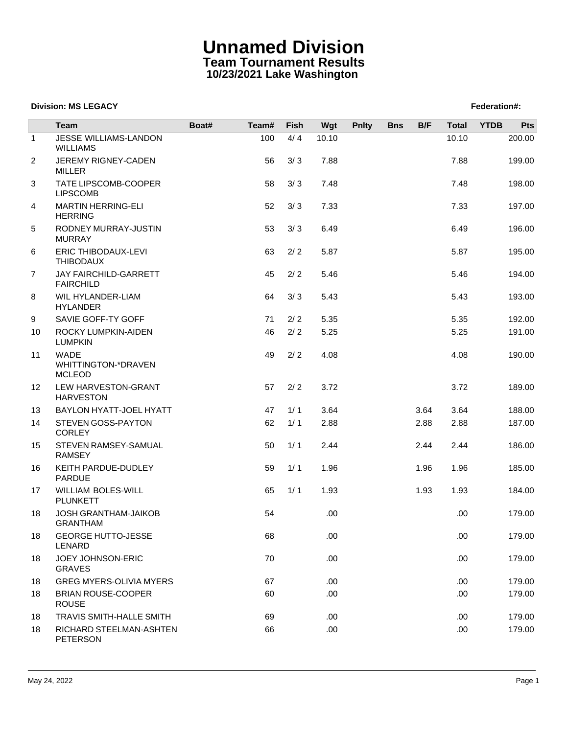# Unnamed Division

## Team Tournament Results

### 10/23/2021 Lake Washington

**Division: MS LEGACY** **Federation#:**

| | Team | Boat# | Team# | Fish | Wgt | Pnlty | Bns | B/F | Total | YTDB | Pts |
|---|---|---|---|---|---|---|---|---|---|---|---|
| 1 | JESSE WILLIAMS-LANDON WILLIAMS | | 100 | 4/ 4 | 10.10 | | | | 10.10 | | 200.00 |
| 2 | JEREMY RIGNEY-CADEN MILLER | | 56 | 3/ 3 | 7.88 | | | | 7.88 | | 199.00 |
| 3 | TATE LIPSCOMB-COOPER LIPSCOMB | | 58 | 3/ 3 | 7.48 | | | | 7.48 | | 198.00 |
| 4 | MARTIN HERRING-ELI HERRING | | 52 | 3/ 3 | 7.33 | | | | 7.33 | | 197.00 |
| 5 | RODNEY MURRAY-JUSTIN MURRAY | | 53 | 3/ 3 | 6.49 | | | | 6.49 | | 196.00 |
| 6 | ERIC THIBODAUX-LEVI THIBODAUX | | 63 | 2/ 2 | 5.87 | | | | 5.87 | | 195.00 |
| 7 | JAY FAIRCHILD-GARRETT FAIRCHILD | | 45 | 2/ 2 | 5.46 | | | | 5.46 | | 194.00 |
| 8 | WIL HYLANDER-LIAM HYLANDER | | 64 | 3/ 3 | 5.43 | | | | 5.43 | | 193.00 |
| 9 | SAVIE GOFF-TY GOFF | | 71 | 2/ 2 | 5.35 | | | | 5.35 | | 192.00 |
| 10 | ROCKY LUMPKIN-AIDEN LUMPKIN | | 46 | 2/ 2 | 5.25 | | | | 5.25 | | 191.00 |
| 11 | WADE WHITTINGTON-*DRAVEN MCLEOD | | 49 | 2/ 2 | 4.08 | | | | 4.08 | | 190.00 |
| 12 | LEW HARVESTON-GRANT HARVESTON | | 57 | 2/ 2 | 3.72 | | | | 3.72 | | 189.00 |
| 13 | BAYLON HYATT-JOEL HYATT | | 47 | 1/ 1 | 3.64 | | | 3.64 | 3.64 | | 188.00 |
| 14 | STEVEN GOSS-PAYTON CORLEY | | 62 | 1/ 1 | 2.88 | | | 2.88 | 2.88 | | 187.00 |
| 15 | STEVEN RAMSEY-SAMUAL RAMSEY | | 50 | 1/ 1 | 2.44 | | | 2.44 | 2.44 | | 186.00 |
| 16 | KEITH PARDUE-DUDLEY PARDUE | | 59 | 1/ 1 | 1.96 | | | 1.96 | 1.96 | | 185.00 |
| 17 | WILLIAM BOLES-WILL PLUNKETT | | 65 | 1/ 1 | 1.93 | | | 1.93 | 1.93 | | 184.00 |
| 18 | JOSH GRANTHAM-JAIKOB GRANTHAM | | 54 | | .00 | | | | .00 | | 179.00 |
| 18 | GEORGE HUTTO-JESSE LENARD | | 68 | | .00 | | | | .00 | | 179.00 |
| 18 | JOEY JOHNSON-ERIC GRAVES | | 70 | | .00 | | | | .00 | | 179.00 |
| 18 | GREG MYERS-OLIVIA MYERS | | 67 | | .00 | | | | .00 | | 179.00 |
| 18 | BRIAN ROUSE-COOPER ROUSE | | 60 | | .00 | | | | .00 | | 179.00 |
| 18 | TRAVIS SMITH-HALLE SMITH | | 69 | | .00 | | | | .00 | | 179.00 |
| 18 | RICHARD STEELMAN-ASHTEN PETERSON | | 66 | | .00 | | | | .00 | | 179.00 |

May 24, 2022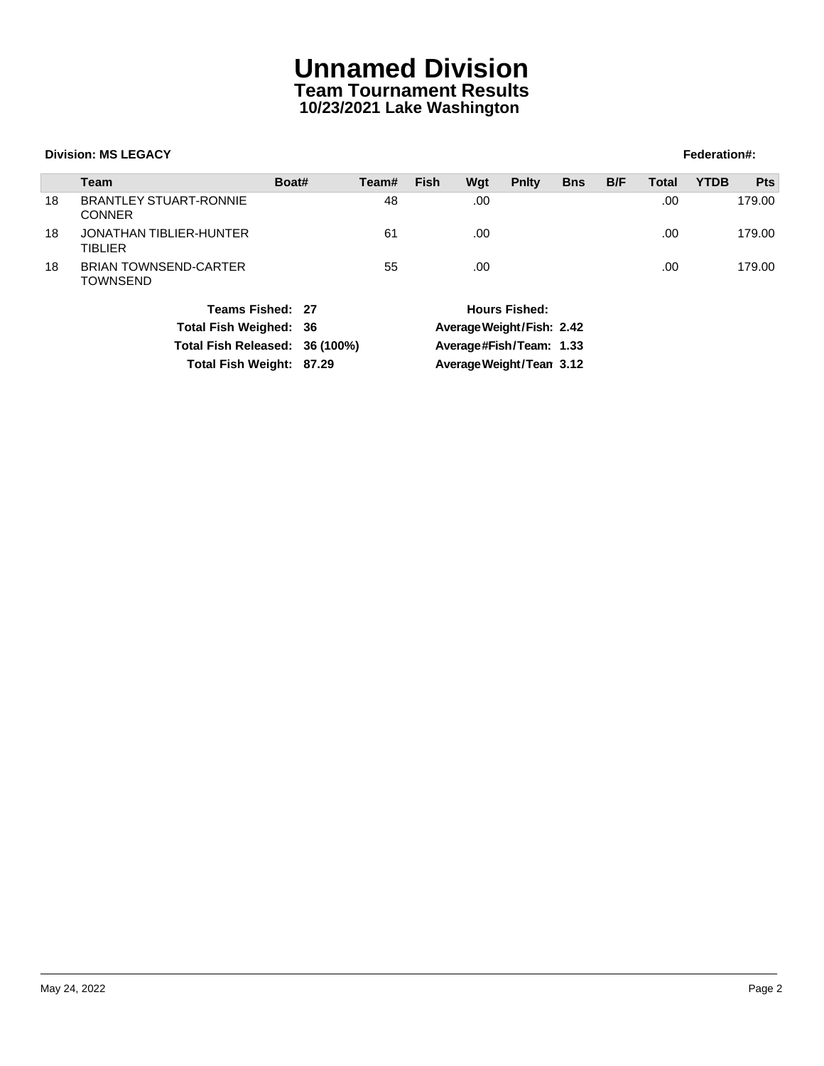# Unnamed Division
## Team Tournament Results
### 10/23/2021 Lake Washington

**Division: MS LEGACY** **Federation#:**

| | Team | Boat# | Team# | Fish | Wgt | Pnlty | Bns | B/F | Total | YTDB | Pts |
|---|---|---|---|---|---|---|---|---|---|---|---|
| 18 | BRANTLEY STUART-RONNIE CONNER | | 48 | | .00 | | | | .00 | | 179.00 |
| 18 | JONATHAN TIBLIER-HUNTER TIBLIER | | 61 | | .00 | | | | .00 | | 179.00 |
| 18 | BRIAN TOWNSEND-CARTER TOWNSEND | | 55 | | .00 | | | | .00 | | 179.00 |

**Teams Fished:** 27
**Total Fish Weighed:** 36
**Total Fish Released:** 36 (100%)
**Total Fish Weight:** 87.29

**Hours Fished:**
**AverageWeight/Fish:** 2.42
**Average#Fish/Team:** 1.33
**AverageWeight/Tean** 3.12